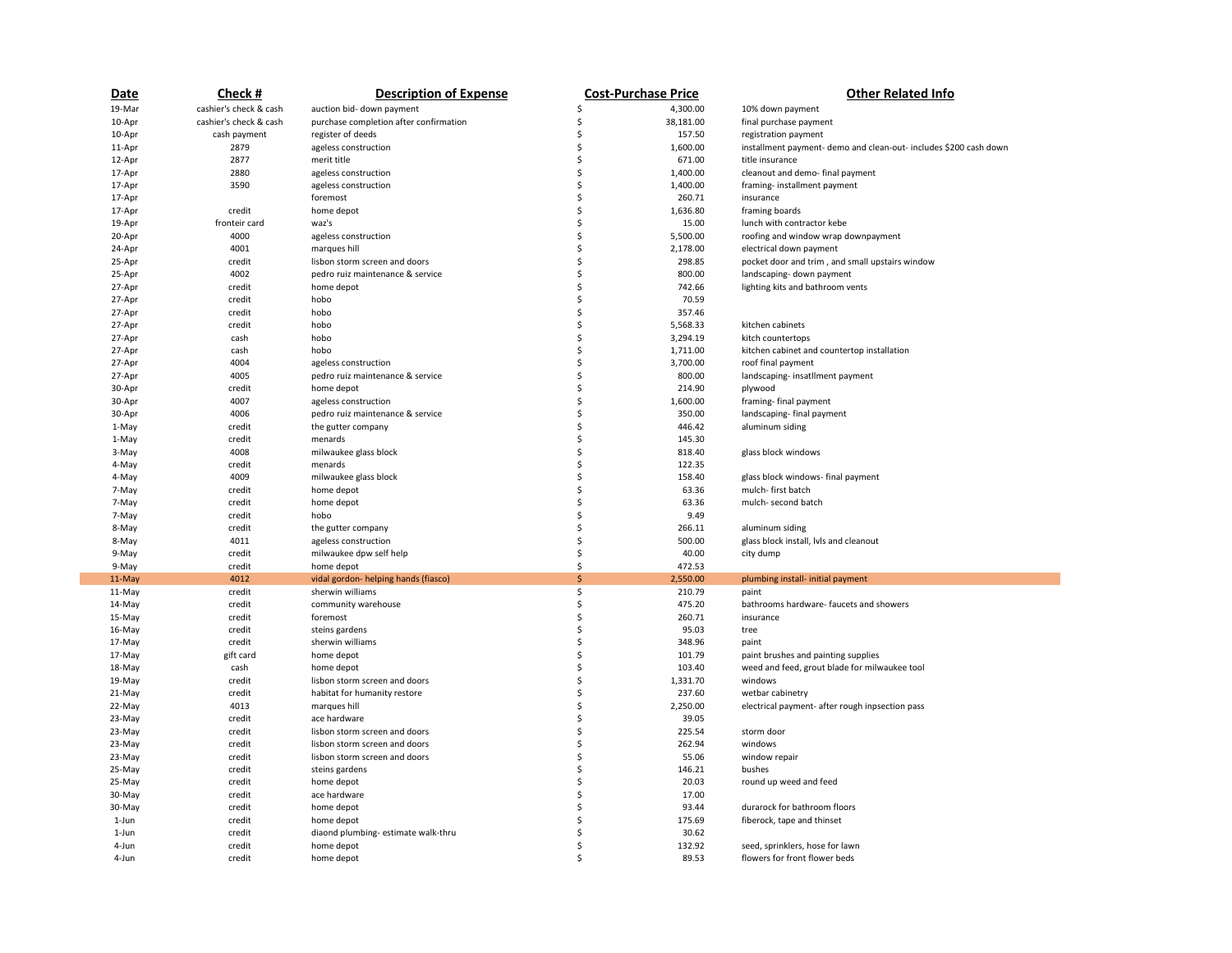| Date | Check # | Description of Expense | Cost-Purchase Price | Other Related Info |
|---|---|---|---|---|
| 19-Mar | cashier's check & cash | auction bid- down payment | $ 4,300.00 | 10% down payment |
| 10-Apr | cashier's check & cash | purchase completion after confirmation | $ 38,181.00 | final purchase payment |
| 10-Apr | cash payment | register of deeds | $ 157.50 | registration payment |
| 11-Apr | 2879 | ageless construction | $ 1,600.00 | installment payment- demo and clean-out- includes $200 cash down |
| 12-Apr | 2877 | merit title | $ 671.00 | title insurance |
| 17-Apr | 2880 | ageless construction | $ 1,400.00 | cleanout and demo- final payment |
| 17-Apr | 3590 | ageless construction | $ 1,400.00 | framing- installment payment |
| 17-Apr | | foremost | $ 260.71 | insurance |
| 17-Apr | credit | home depot | $ 1,636.80 | framing boards |
| 19-Apr | fronteir card | waz's | $ 15.00 | lunch with contractor kebe |
| 20-Apr | 4000 | ageless construction | $ 5,500.00 | roofing and window wrap downpayment |
| 24-Apr | 4001 | marques hill | $ 2,178.00 | electrical down payment |
| 25-Apr | credit | lisbon storm screen and doors | $ 298.85 | pocket door and trim , and small upstairs window |
| 25-Apr | 4002 | pedro ruiz maintenance & service | $ 800.00 | landscaping- down payment |
| 27-Apr | credit | home depot | $ 742.66 | lighting kits and bathroom vents |
| 27-Apr | credit | hobo | $ 70.59 | |
| 27-Apr | credit | hobo | $ 357.46 | |
| 27-Apr | credit | hobo | $ 5,568.33 | kitchen cabinets |
| 27-Apr | cash | hobo | $ 3,294.19 | kitch countertops |
| 27-Apr | cash | hobo | $ 1,711.00 | kitchen cabinet and countertop installation |
| 27-Apr | 4004 | ageless construction | $ 3,700.00 | roof final payment |
| 27-Apr | 4005 | pedro ruiz maintenance & service | $ 800.00 | landscaping- insatllment payment |
| 30-Apr | credit | home depot | $ 214.90 | plywood |
| 30-Apr | 4007 | ageless construction | $ 1,600.00 | framing- final payment |
| 30-Apr | 4006 | pedro ruiz maintenance & service | $ 350.00 | landscaping- final payment |
| 1-May | credit | the gutter company | $ 446.42 | aluminum siding |
| 1-May | credit | menards | $ 145.30 | |
| 3-May | 4008 | milwaukee glass block | $ 818.40 | glass block windows |
| 4-May | credit | menards | $ 122.35 | |
| 4-May | 4009 | milwaukee glass block | $ 158.40 | glass block windows- final payment |
| 7-May | credit | home depot | $ 63.36 | mulch- first batch |
| 7-May | credit | home depot | $ 63.36 | mulch- second batch |
| 7-May | credit | hobo | $ 9.49 | |
| 8-May | credit | the gutter company | $ 266.11 | aluminum siding |
| 8-May | 4011 | ageless construction | $ 500.00 | glass block install, lvls and cleanout |
| 9-May | credit | milwaukee dpw self help | $ 40.00 | city dump |
| 9-May | credit | home depot | $ 472.53 | |
| 11-May | 4012 | vidal gordon- helping hands (fiasco) | $ 2,550.00 | plumbing install- initial payment |
| 11-May | credit | sherwin williams | $ 210.79 | paint |
| 14-May | credit | community warehouse | $ 475.20 | bathrooms hardware- faucets and showers |
| 15-May | credit | foremost | $ 260.71 | insurance |
| 16-May | credit | steins gardens | $ 95.03 | tree |
| 17-May | credit | sherwin williams | $ 348.96 | paint |
| 17-May | gift card | home depot | $ 101.79 | paint brushes and painting supplies |
| 18-May | cash | home depot | $ 103.40 | weed and feed, grout blade for milwaukee tool |
| 19-May | credit | lisbon storm screen and doors | $ 1,331.70 | windows |
| 21-May | credit | habitat for humanity restore | $ 237.60 | wetbar cabinetry |
| 22-May | 4013 | marques hill | $ 2,250.00 | electrical payment- after rough inpsection pass |
| 23-May | credit | ace hardware | $ 39.05 | |
| 23-May | credit | lisbon storm screen and doors | $ 225.54 | storm door |
| 23-May | credit | lisbon storm screen and doors | $ 262.94 | windows |
| 23-May | credit | lisbon storm screen and doors | $ 55.06 | window repair |
| 25-May | credit | steins gardens | $ 146.21 | bushes |
| 25-May | credit | home depot | $ 20.03 | round up weed and feed |
| 30-May | credit | ace hardware | $ 17.00 | |
| 30-May | credit | home depot | $ 93.44 | durarock for bathroom floors |
| 1-Jun | credit | home depot | $ 175.69 | fiberock, tape and thinset |
| 1-Jun | credit | diaond plumbing- estimate walk-thru | $ 30.62 | |
| 4-Jun | credit | home depot | $ 132.92 | seed, sprinklers, hose for lawn |
| 4-Jun | credit | home depot | $ 89.53 | flowers for front flower beds |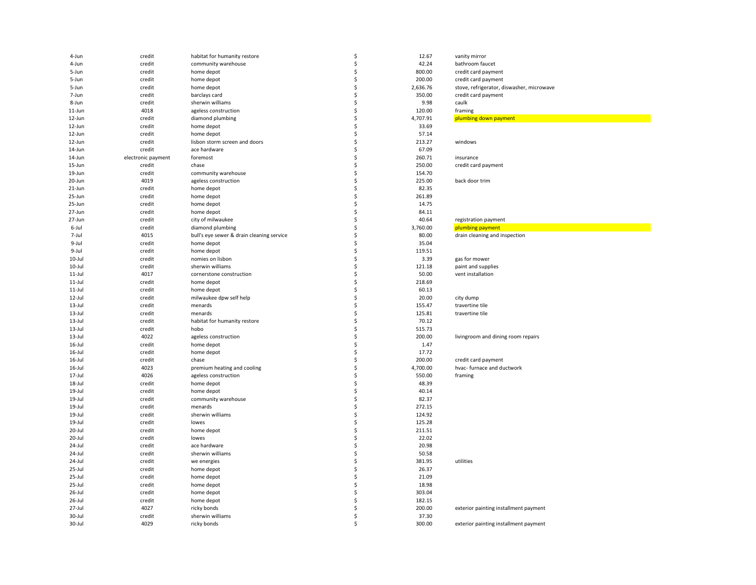| | | | | | |
|---|---|---|---|---|---|
| 4-Jun | credit | habitat for humanity restore | $ | 12.67 | vanity mirror |
| 4-Jun | credit | community warehouse | $ | 42.24 | bathroom faucet |
| 5-Jun | credit | home depot | $ | 800.00 | credit card payment |
| 5-Jun | credit | home depot | $ | 200.00 | credit card payment |
| 5-Jun | credit | home depot | $ | 2,636.76 | stove, refrigerator, diswasher, microwave |
| 7-Jun | credit | barclays card | $ | 350.00 | credit card payment |
| 8-Jun | credit | sherwin williams | $ | 9.98 | caulk |
| 11-Jun | 4018 | ageless construction | $ | 120.00 | framing |
| 12-Jun | credit | diamond plumbing | $ | 4,707.91 | plumbing down payment |
| 12-Jun | credit | home depot | $ | 33.69 | |
| 12-Jun | credit | home depot | $ | 57.14 | |
| 12-Jun | credit | lisbon storm screen and doors | $ | 213.27 | windows |
| 14-Jun | credit | ace hardware | $ | 67.09 | |
| 14-Jun | electronic payment | foremost | $ | 260.71 | insurance |
| 15-Jun | credit | chase | $ | 250.00 | credit card payment |
| 19-Jun | credit | community warehouse | $ | 154.70 | |
| 20-Jun | 4019 | ageless construction | $ | 225.00 | back door trim |
| 21-Jun | credit | home depot | $ | 82.35 | |
| 25-Jun | credit | home depot | $ | 261.89 | |
| 25-Jun | credit | home depot | $ | 14.75 | |
| 27-Jun | credit | home depot | $ | 84.11 | |
| 27-Jun | credit | city of milwaukee | $ | 40.64 | registration payment |
| 6-Jul | credit | diamond plumbing | $ | 3,760.00 | plumbing payment |
| 7-Jul | 4015 | bull's eye sewer & drain cleaning service | $ | 80.00 | drain cleaning and inspection |
| 9-Jul | credit | home depot | $ | 35.04 | |
| 9-Jul | credit | home depot | $ | 119.51 | |
| 10-Jul | credit | nomies on lisbon | $ | 3.39 | gas for mower |
| 10-Jul | credit | sherwin williams | $ | 121.18 | paint and supplies |
| 11-Jul | 4017 | cornerstone construction | $ | 50.00 | vent installation |
| 11-Jul | credit | home depot | $ | 218.69 | |
| 11-Jul | credit | home depot | $ | 60.13 | |
| 12-Jul | credit | milwaukee dpw self help | $ | 20.00 | city dump |
| 13-Jul | credit | menards | $ | 155.47 | travertine tile |
| 13-Jul | credit | menards | $ | 125.81 | travertine tile |
| 13-Jul | credit | habitat for humanity restore | $ | 70.12 | |
| 13-Jul | credit | hobo | $ | 515.73 | |
| 13-Jul | 4022 | ageless construction | $ | 200.00 | livingroom and dining room repairs |
| 16-Jul | credit | home depot | $ | 1.47 | |
| 16-Jul | credit | home depot | $ | 17.72 | |
| 16-Jul | credit | chase | $ | 200.00 | credit card payment |
| 16-Jul | 4023 | premium heating and cooling | $ | 4,700.00 | hvac- furnace and ductwork |
| 17-Jul | 4026 | ageless construction | $ | 550.00 | framing |
| 18-Jul | credit | home depot | $ | 48.39 | |
| 19-Jul | credit | home depot | $ | 40.14 | |
| 19-Jul | credit | community warehouse | $ | 82.37 | |
| 19-Jul | credit | menards | $ | 272.15 | |
| 19-Jul | credit | sherwin williams | $ | 124.92 | |
| 19-Jul | credit | lowes | $ | 125.28 | |
| 20-Jul | credit | home depot | $ | 211.51 | |
| 20-Jul | credit | lowes | $ | 22.02 | |
| 24-Jul | credit | ace hardware | $ | 20.98 | |
| 24-Jul | credit | sherwin williams | $ | 50.58 | |
| 24-Jul | credit | we energies | $ | 381.95 | utilities |
| 25-Jul | credit | home depot | $ | 26.37 | |
| 25-Jul | credit | home depot | $ | 21.09 | |
| 25-Jul | credit | home depot | $ | 18.98 | |
| 26-Jul | credit | home depot | $ | 303.04 | |
| 26-Jul | credit | home depot | $ | 182.15 | |
| 27-Jul | 4027 | ricky bonds | $ | 200.00 | exterior painting installment payment |
| 30-Jul | credit | sherwin williams | $ | 37.30 | |
| 30-Jul | 4029 | ricky bonds | $ | 300.00 | exterior painting installment payment |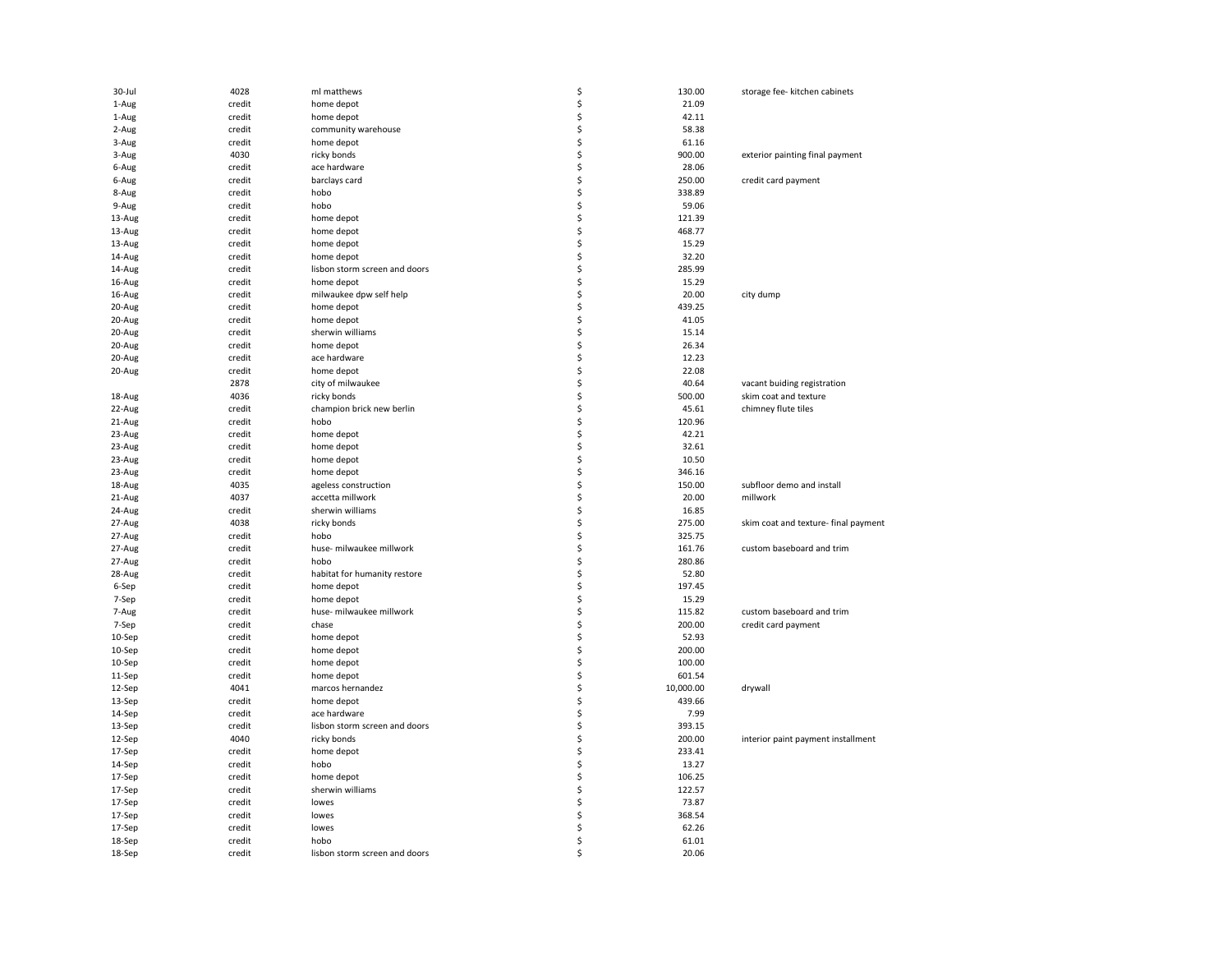| | | | | | |
|---|---|---|---|---|---|
| 30-Jul | 4028 | ml matthews | $ | 130.00 | storage fee- kitchen cabinets |
| 1-Aug | credit | home depot | $ | 21.09 | |
| 1-Aug | credit | home depot | $ | 42.11 | |
| 2-Aug | credit | community warehouse | $ | 58.38 | |
| 3-Aug | credit | home depot | $ | 61.16 | |
| 3-Aug | 4030 | ricky bonds | $ | 900.00 | exterior painting final payment |
| 6-Aug | credit | ace hardware | $ | 28.06 | |
| 6-Aug | credit | barclays card | $ | 250.00 | credit card payment |
| 8-Aug | credit | hobo | $ | 338.89 | |
| 9-Aug | credit | hobo | $ | 59.06 | |
| 13-Aug | credit | home depot | $ | 121.39 | |
| 13-Aug | credit | home depot | $ | 468.77 | |
| 13-Aug | credit | home depot | $ | 15.29 | |
| 14-Aug | credit | home depot | $ | 32.20 | |
| 14-Aug | credit | lisbon storm screen and doors | $ | 285.99 | |
| 16-Aug | credit | home depot | $ | 15.29 | |
| 16-Aug | credit | milwaukee dpw self help | $ | 20.00 | city dump |
| 20-Aug | credit | home depot | $ | 439.25 | |
| 20-Aug | credit | home depot | $ | 41.05 | |
| 20-Aug | credit | sherwin williams | $ | 15.14 | |
| 20-Aug | credit | home depot | $ | 26.34 | |
| 20-Aug | credit | ace hardware | $ | 12.23 | |
| 20-Aug | credit | home depot | $ | 22.08 | |
| | 2878 | city of milwaukee | $ | 40.64 | vacant buiding registration |
| 18-Aug | 4036 | ricky bonds | $ | 500.00 | skim coat and texture |
| 22-Aug | credit | champion brick new berlin | $ | 45.61 | chimney flute tiles |
| 21-Aug | credit | hobo | $ | 120.96 | |
| 23-Aug | credit | home depot | $ | 42.21 | |
| 23-Aug | credit | home depot | $ | 32.61 | |
| 23-Aug | credit | home depot | $ | 10.50 | |
| 23-Aug | credit | home depot | $ | 346.16 | |
| 18-Aug | 4035 | ageless construction | $ | 150.00 | subfloor demo and install |
| 21-Aug | 4037 | accetta millwork | $ | 20.00 | millwork |
| 24-Aug | credit | sherwin williams | $ | 16.85 | |
| 27-Aug | 4038 | ricky bonds | $ | 275.00 | skim coat and texture- final payment |
| 27-Aug | credit | hobo | $ | 325.75 | |
| 27-Aug | credit | huse- milwaukee millwork | $ | 161.76 | custom baseboard and trim |
| 27-Aug | credit | hobo | $ | 280.86 | |
| 28-Aug | credit | habitat for humanity restore | $ | 52.80 | |
| 6-Sep | credit | home depot | $ | 197.45 | |
| 7-Sep | credit | home depot | $ | 15.29 | |
| 7-Aug | credit | huse- milwaukee millwork | $ | 115.82 | custom baseboard and trim |
| 7-Sep | credit | chase | $ | 200.00 | credit card payment |
| 10-Sep | credit | home depot | $ | 52.93 | |
| 10-Sep | credit | home depot | $ | 200.00 | |
| 10-Sep | credit | home depot | $ | 100.00 | |
| 11-Sep | credit | home depot | $ | 601.54 | |
| 12-Sep | 4041 | marcos hernandez | $ | 10,000.00 | drywall |
| 13-Sep | credit | home depot | $ | 439.66 | |
| 14-Sep | credit | ace hardware | $ | 7.99 | |
| 13-Sep | credit | lisbon storm screen and doors | $ | 393.15 | |
| 12-Sep | 4040 | ricky bonds | $ | 200.00 | interior paint payment installment |
| 17-Sep | credit | home depot | $ | 233.41 | |
| 14-Sep | credit | hobo | $ | 13.27 | |
| 17-Sep | credit | home depot | $ | 106.25 | |
| 17-Sep | credit | sherwin williams | $ | 122.57 | |
| 17-Sep | credit | lowes | $ | 73.87 | |
| 17-Sep | credit | lowes | $ | 368.54 | |
| 17-Sep | credit | lowes | $ | 62.26 | |
| 18-Sep | credit | hobo | $ | 61.01 | |
| 18-Sep | credit | lisbon storm screen and doors | $ | 20.06 | |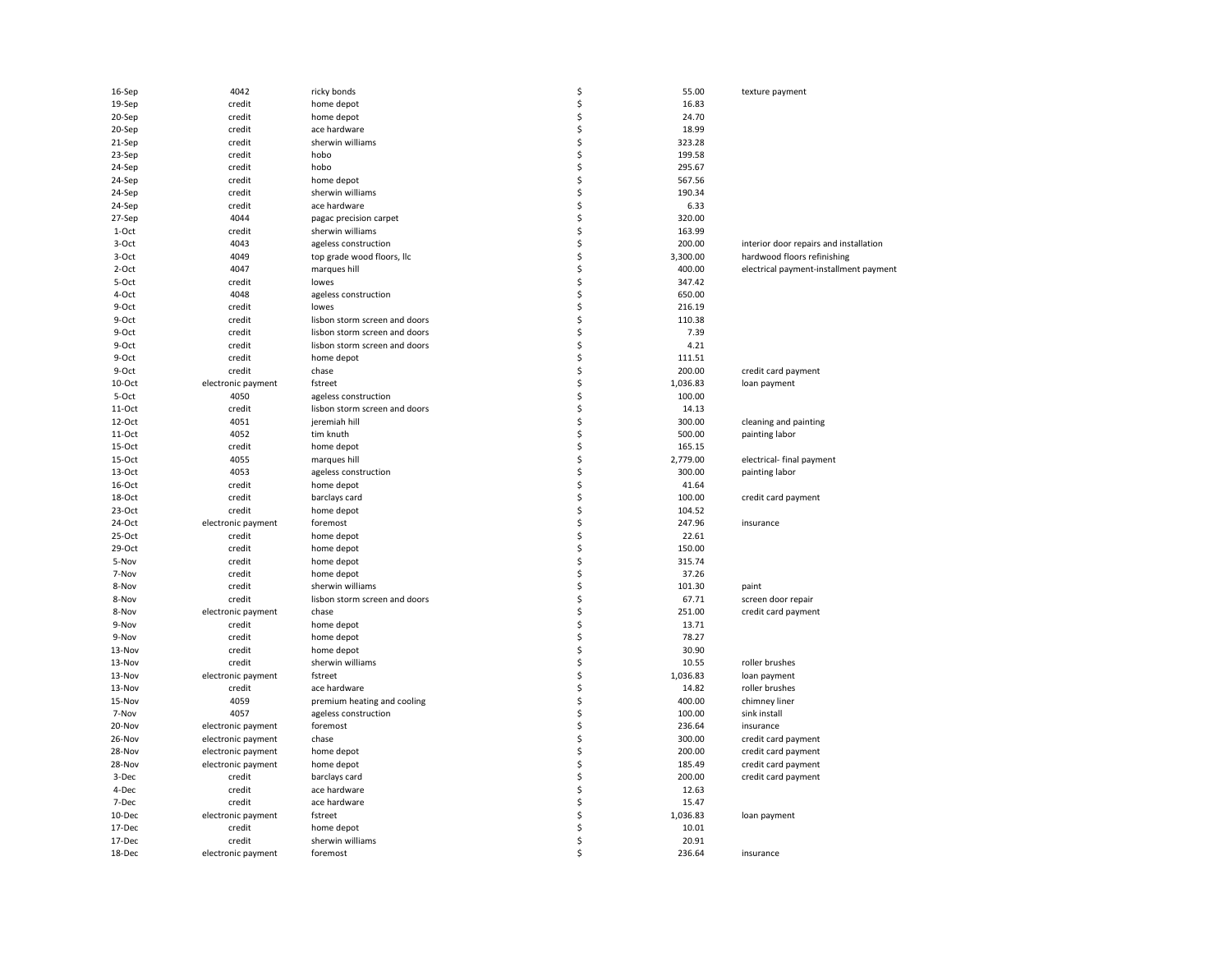| | | | | | |
|---|---|---|---|---|---|
| 16-Sep | 4042 | ricky bonds | $ | 55.00 | texture payment |
| 19-Sep | credit | home depot | $ | 16.83 | |
| 20-Sep | credit | home depot | $ | 24.70 | |
| 20-Sep | credit | ace hardware | $ | 18.99 | |
| 21-Sep | credit | sherwin williams | $ | 323.28 | |
| 23-Sep | credit | hobo | $ | 199.58 | |
| 24-Sep | credit | hobo | $ | 295.67 | |
| 24-Sep | credit | home depot | $ | 567.56 | |
| 24-Sep | credit | sherwin williams | $ | 190.34 | |
| 24-Sep | credit | ace hardware | $ | 6.33 | |
| 27-Sep | 4044 | pagac precision carpet | $ | 320.00 | |
| 1-Oct | credit | sherwin williams | $ | 163.99 | |
| 3-Oct | 4043 | ageless construction | $ | 200.00 | interior door repairs and installation |
| 3-Oct | 4049 | top grade wood floors, llc | $ | 3,300.00 | hardwood floors refinishing |
| 2-Oct | 4047 | marques hill | $ | 400.00 | electrical payment-installment payment |
| 5-Oct | credit | lowes | $ | 347.42 | |
| 4-Oct | 4048 | ageless construction | $ | 650.00 | |
| 9-Oct | credit | lowes | $ | 216.19 | |
| 9-Oct | credit | lisbon storm screen and doors | $ | 110.38 | |
| 9-Oct | credit | lisbon storm screen and doors | $ | 7.39 | |
| 9-Oct | credit | lisbon storm screen and doors | $ | 4.21 | |
| 9-Oct | credit | home depot | $ | 111.51 | |
| 9-Oct | credit | chase | $ | 200.00 | credit card payment |
| 10-Oct | electronic payment | fstreet | $ | 1,036.83 | loan payment |
| 5-Oct | 4050 | ageless construction | $ | 100.00 | |
| 11-Oct | credit | lisbon storm screen and doors | $ | 14.13 | |
| 12-Oct | 4051 | jeremiah hill | $ | 300.00 | cleaning and painting |
| 11-Oct | 4052 | tim knuth | $ | 500.00 | painting labor |
| 15-Oct | credit | home depot | $ | 165.15 | |
| 15-Oct | 4055 | marques hill | $ | 2,779.00 | electrical- final payment |
| 13-Oct | 4053 | ageless construction | $ | 300.00 | painting labor |
| 16-Oct | credit | home depot | $ | 41.64 | |
| 18-Oct | credit | barclays card | $ | 100.00 | credit card payment |
| 23-Oct | credit | home depot | $ | 104.52 | |
| 24-Oct | electronic payment | foremost | $ | 247.96 | insurance |
| 25-Oct | credit | home depot | $ | 22.61 | |
| 29-Oct | credit | home depot | $ | 150.00 | |
| 5-Nov | credit | home depot | $ | 315.74 | |
| 7-Nov | credit | home depot | $ | 37.26 | |
| 8-Nov | credit | sherwin williams | $ | 101.30 | paint |
| 8-Nov | credit | lisbon storm screen and doors | $ | 67.71 | screen door repair |
| 8-Nov | electronic payment | chase | $ | 251.00 | credit card payment |
| 9-Nov | credit | home depot | $ | 13.71 | |
| 9-Nov | credit | home depot | $ | 78.27 | |
| 13-Nov | credit | home depot | $ | 30.90 | |
| 13-Nov | credit | sherwin williams | $ | 10.55 | roller brushes |
| 13-Nov | electronic payment | fstreet | $ | 1,036.83 | loan payment |
| 13-Nov | credit | ace hardware | $ | 14.82 | roller brushes |
| 15-Nov | 4059 | premium heating and cooling | $ | 400.00 | chimney liner |
| 7-Nov | 4057 | ageless construction | $ | 100.00 | sink install |
| 20-Nov | electronic payment | foremost | $ | 236.64 | insurance |
| 26-Nov | electronic payment | chase | $ | 300.00 | credit card payment |
| 28-Nov | electronic payment | home depot | $ | 200.00 | credit card payment |
| 28-Nov | electronic payment | home depot | $ | 185.49 | credit card payment |
| 3-Dec | credit | barclays card | $ | 200.00 | credit card payment |
| 4-Dec | credit | ace hardware | $ | 12.63 | |
| 7-Dec | credit | ace hardware | $ | 15.47 | |
| 10-Dec | electronic payment | fstreet | $ | 1,036.83 | loan payment |
| 17-Dec | credit | home depot | $ | 10.01 | |
| 17-Dec | credit | sherwin williams | $ | 20.91 | |
| 18-Dec | electronic payment | foremost | $ | 236.64 | insurance |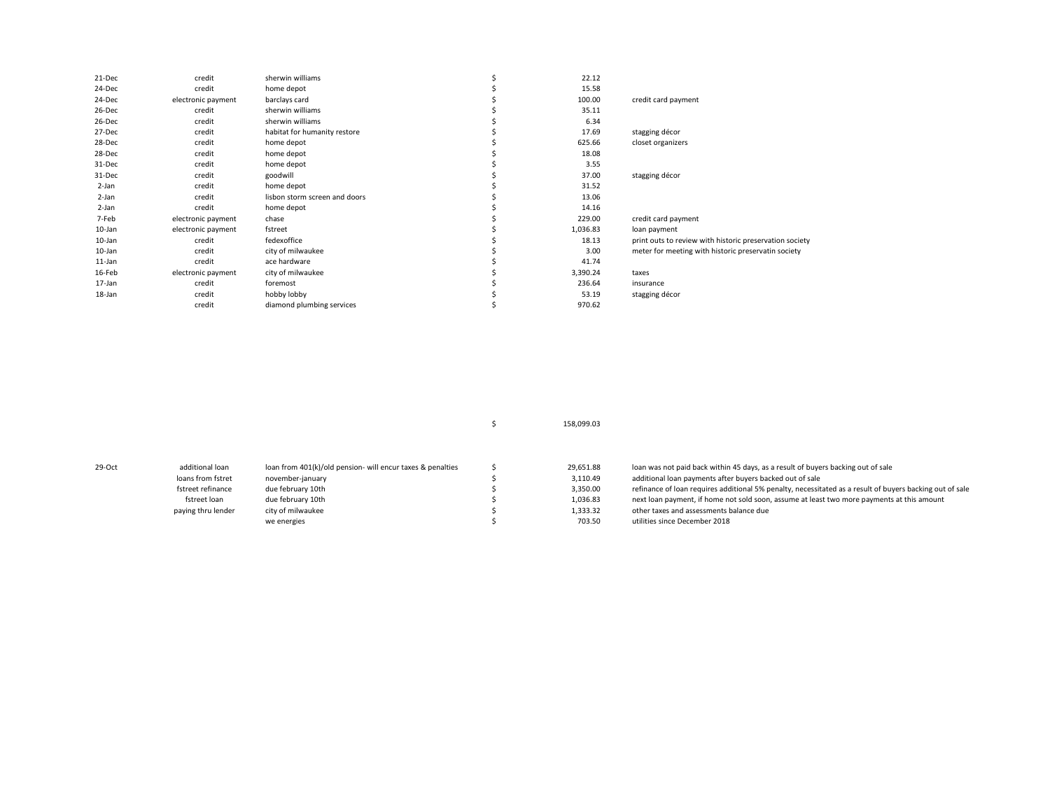| | | | | | |
|---|---|---|---|---|---|
| 21-Dec | credit | sherwin williams | $ | 22.12 | |
| 24-Dec | credit | home depot | $ | 15.58 | |
| 24-Dec | electronic payment | barclays card | $ | 100.00 | credit card payment |
| 26-Dec | credit | sherwin williams | $ | 35.11 | |
| 26-Dec | credit | sherwin williams | $ | 6.34 | |
| 27-Dec | credit | habitat for humanity restore | $ | 17.69 | stagging décor |
| 28-Dec | credit | home depot | $ | 625.66 | closet organizers |
| 28-Dec | credit | home depot | $ | 18.08 | |
| 31-Dec | credit | home depot | $ | 3.55 | |
| 31-Dec | credit | goodwill | $ | 37.00 | stagging décor |
| 2-Jan | credit | home depot | $ | 31.52 | |
| 2-Jan | credit | lisbon storm screen and doors | $ | 13.06 | |
| 2-Jan | credit | home depot | $ | 14.16 | |
| 7-Feb | electronic payment | chase | $ | 229.00 | credit card payment |
| 10-Jan | electronic payment | fstreet | $ | 1,036.83 | loan payment |
| 10-Jan | credit | fedexoffice | $ | 18.13 | print outs to review with historic preservation society |
| 10-Jan | credit | city of milwaukee | $ | 3.00 | meter for meeting with historic preservatin society |
| 11-Jan | credit | ace hardware | $ | 41.74 | |
| 16-Feb | electronic payment | city of milwaukee | $ | 3,390.24 | taxes |
| 17-Jan | credit | foremost | $ | 236.64 | insurance |
| 18-Jan | credit | hobby lobby | $ | 53.19 | stagging décor |
| | credit | diamond plumbing services | $ | 970.62 | |
| | | | | | |
| | | | $ | 158,099.03 | |
| | | | | | |
| 29-Oct | additional loan | loan from 401(k)/old pension- will encur taxes & penalties | $ | 29,651.88 | loan was not paid back within 45 days, as a result of buyers backing out of sale |
| | loans from fstret | november-january | $ | 3,110.49 | additional loan payments after buyers backed out of sale |
| | fstreet refinance | due february 10th | $ | 3,350.00 | refinance of loan requires additional 5% penalty, necessitated as a result of buyers backing out of sale |
| | fstreet loan | due february 10th | $ | 1,036.83 | next loan payment, if home not sold soon, assume at least two more payments at this amount |
| | paying thru lender | city of milwaukee | $ | 1,333.32 | other taxes and assessments balance due |
| | | we energies | $ | 703.50 | utilities since December 2018 |